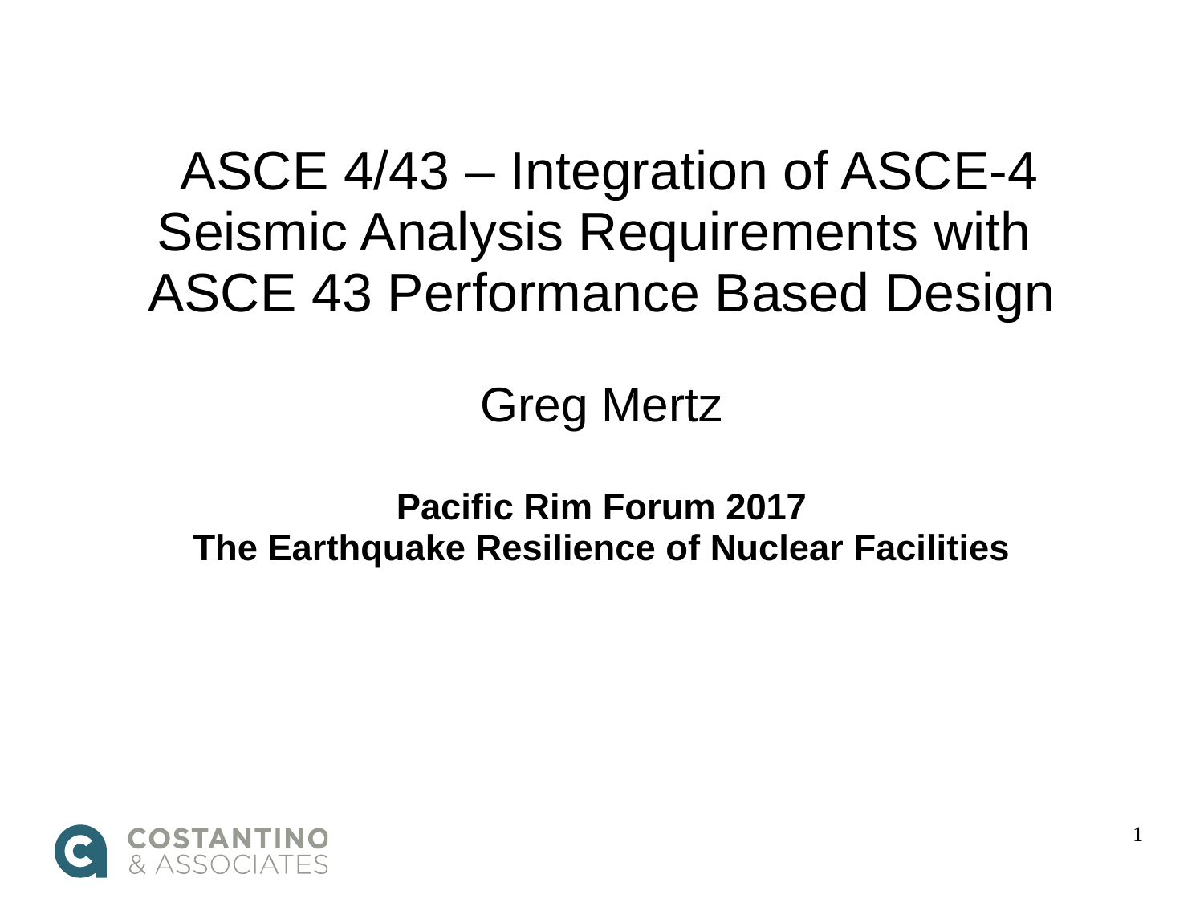# ASCE 4/43 – Integration of ASCE-4 Seismic Analysis Requirements with ASCE 43 Performance Based Design

Greg Mertz

**Pacific Rim Forum 2017**
**The Earthquake Resilience of Nuclear Facilities**

COSTANTINO & ASSOCIATES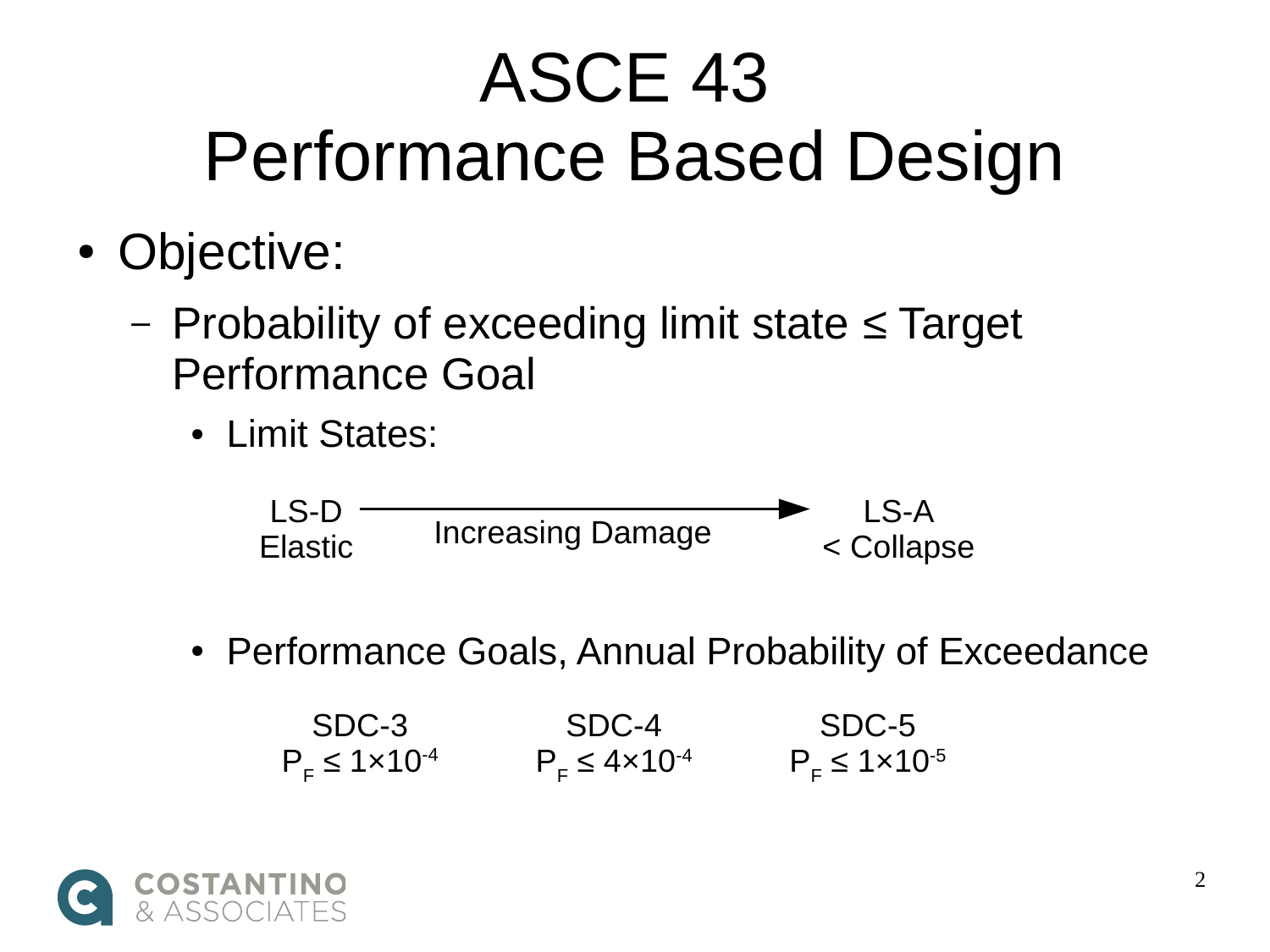# ASCE 43
# Performance Based Design

- Objective:
  - Probability of exceeding limit state ≤ Target Performance Goal
    - Limit States:

| LS-D Elastic | → Increasing Damage → | LS-A < Collapse |
|---|---|---|

    - Performance Goals, Annual Probability of Exceedance

| SDC-3 | SDC-4 | SDC-5 |
|---|---|---|
| $P_F \leq 1\times10^{-4}$ | $P_F \leq 4\times10^{-4}$ | $P_F \leq 1\times10^{-5}$ |

COSTANTINO & ASSOCIATES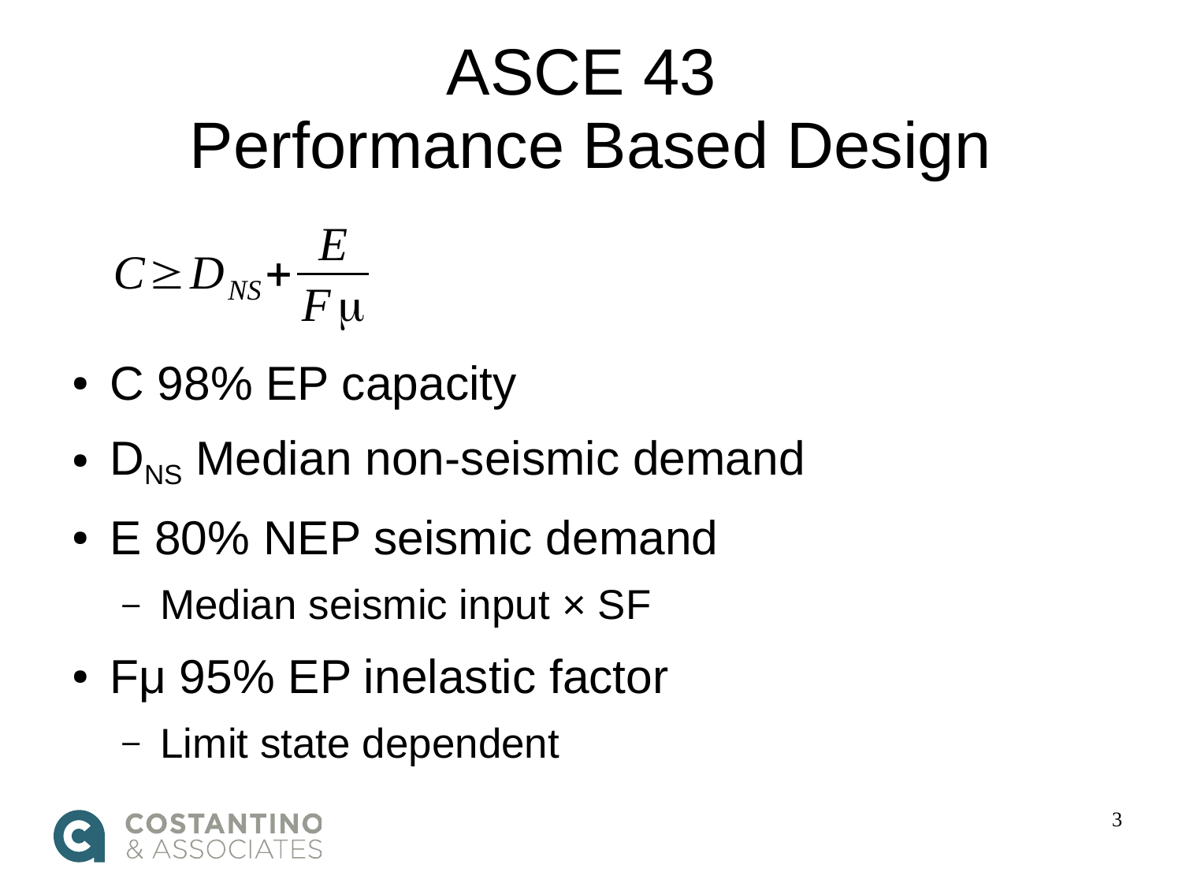# ASCE 43
# Performance Based Design

$$C \geq D_{NS} + \frac{E}{F_{\mu}}$$

- C 98% EP capacity
- $D_{NS}$ Median non-seismic demand
- E 80% NEP seismic demand
  - Median seismic input × SF
- $F_{\mu}$ 95% EP inelastic factor
  - Limit state dependent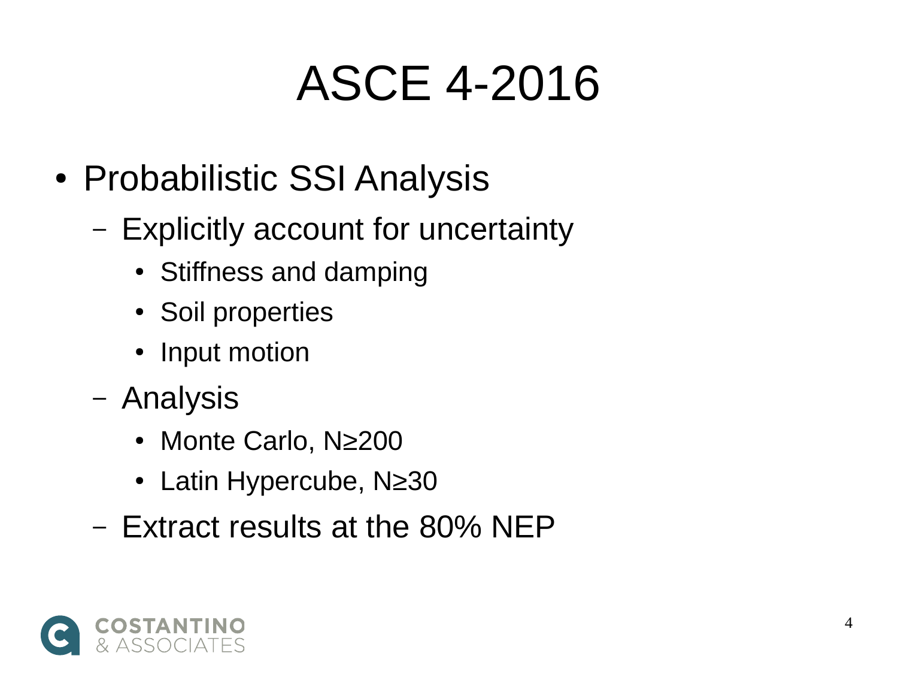# ASCE 4-2016

- Probabilistic SSI Analysis
  - Explicitly account for uncertainty
    - Stiffness and damping
    - Soil properties
    - Input motion
  - Analysis
    - Monte Carlo, $N \geq 200$
    - Latin Hypercube, $N \geq 30$
  - Extract results at the 80% NEP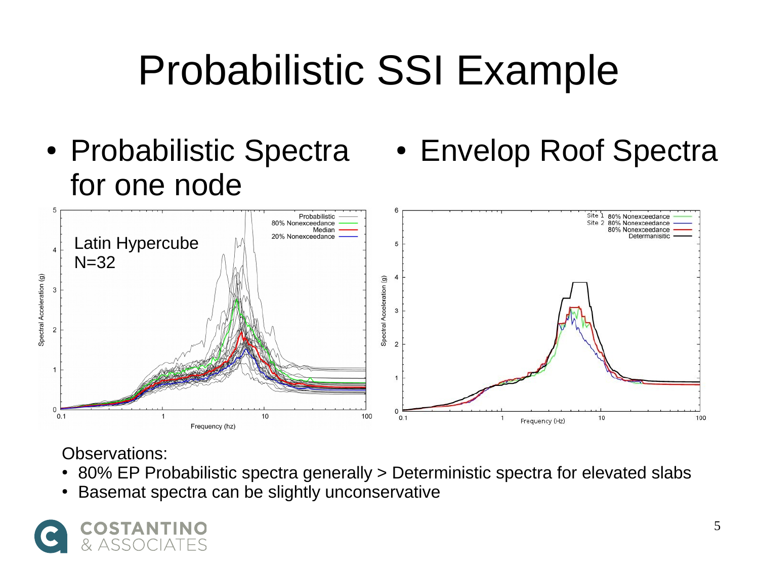# Probabilistic SSI Example

- Probabilistic Spectra for one node
- Envelop Roof Spectra

Observations:

- 80% EP Probabilistic spectra generally > Deterministic spectra for elevated slabs
- Basemat spectra can be slightly unconservative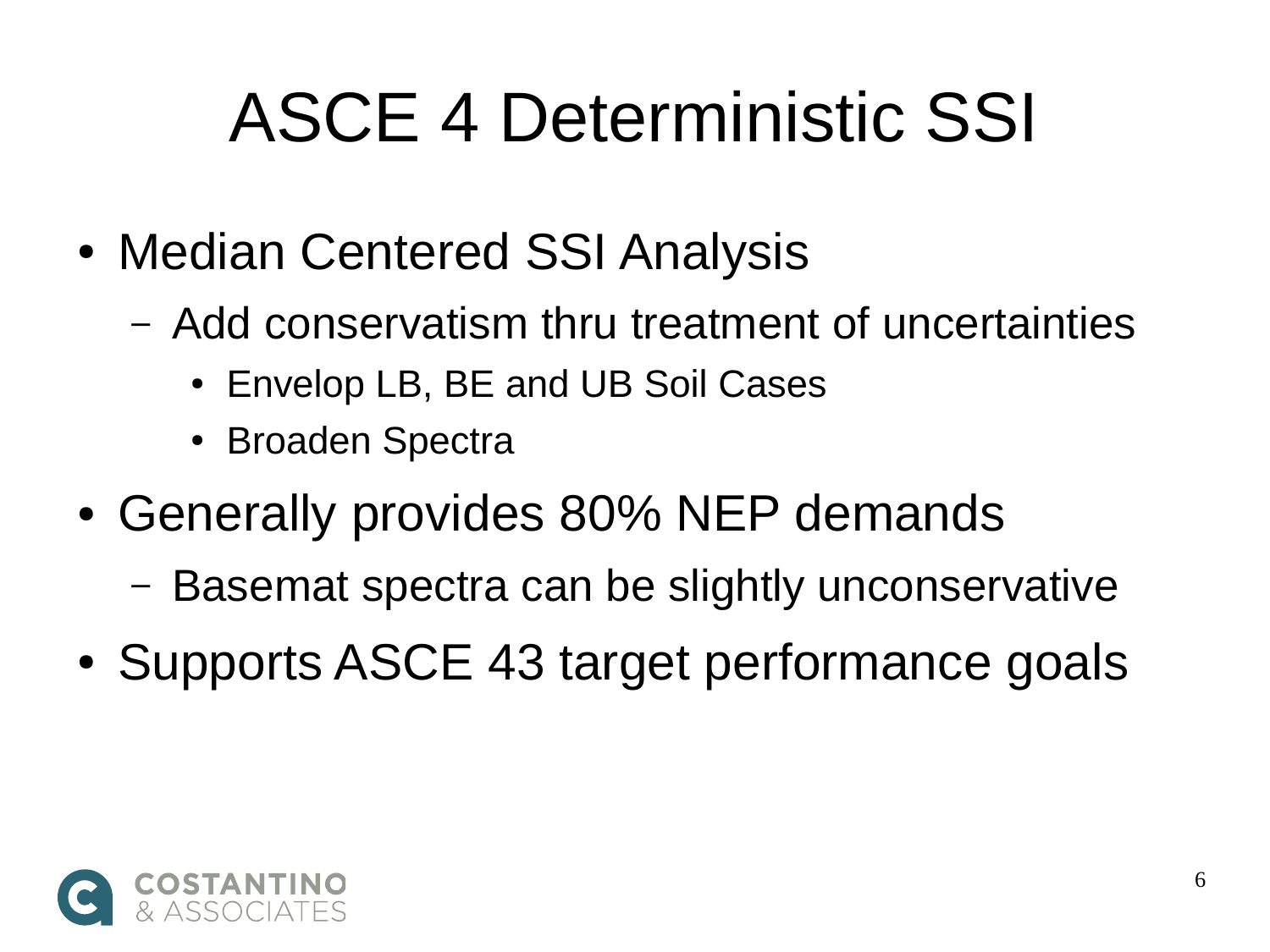# ASCE 4 Deterministic SSI

- Median Centered SSI Analysis
  - Add conservatism thru treatment of uncertainties
    - Envelop LB, BE and UB Soil Cases
    - Broaden Spectra
- Generally provides 80% NEP demands
  - Basemat spectra can be slightly unconservative
- Supports ASCE 43 target performance goals

COSTANTINO & ASSOCIATES